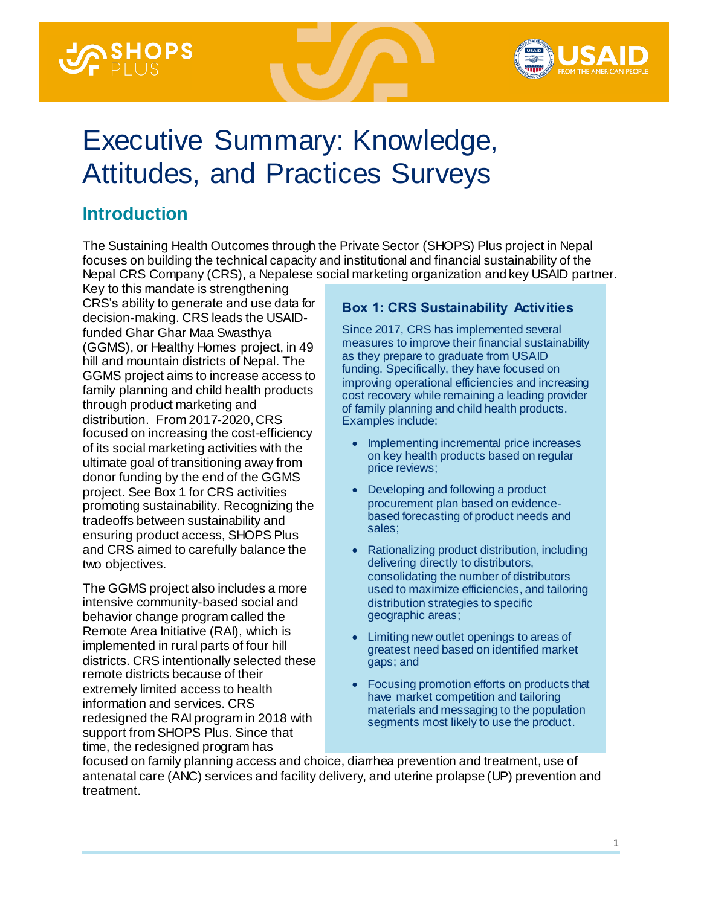# Executive Summary: Knowledge, Attitudes, and Practices Surveys

## Introduction

The Sustaining Health Outcomes through the Private Sector (SHOPS) Plus project in Nepal focuses on building the technical capacity and institutional and financial sustainability of the Nepal CRS Company (CRS), a Nepalese social marketing organization and key USAID partner. Key to this mandate is strengthening CRS's ability to generate and use data for decision-making. CRS leads the USAID-funded Ghar Ghar Maa Swasthya (GGMS), or Healthy Homes project, in 49 hill and mountain districts of Nepal. The GGMS project aims to increase access to family planning and child health products through product marketing and distribution. From 2017-2020, CRS focused on increasing the cost-efficiency of its social marketing activities with the ultimate goal of transitioning away from donor funding by the end of the GGMS project. See Box 1 for CRS activities promoting sustainability. Recognizing the tradeoffs between sustainability and ensuring product access, SHOPS Plus and CRS aimed to carefully balance the two objectives.

The GGMS project also includes a more intensive community-based social and behavior change program called the Remote Area Initiative (RAI), which is implemented in rural parts of four hill districts. CRS intentionally selected these remote districts because of their extremely limited access to health information and services. CRS redesigned the RAI program in 2018 with support from SHOPS Plus. Since that time, the redesigned program has focused on family planning access and choice, diarrhea prevention and treatment, use of antenatal care (ANC) services and facility delivery, and uterine prolapse (UP) prevention and treatment.

### Box 1: CRS Sustainability Activities

Since 2017, CRS has implemented several measures to improve their financial sustainability as they prepare to graduate from USAID funding. Specifically, they have focused on improving operational efficiencies and increasing cost recovery while remaining a leading provider of family planning and child health products. Examples include:

- Implementing incremental price increases on key health products based on regular price reviews;
- Developing and following a product procurement plan based on evidence-based forecasting of product needs and sales;
- Rationalizing product distribution, including delivering directly to distributors, consolidating the number of distributors used to maximize efficiencies, and tailoring distribution strategies to specific geographic areas;
- Limiting new outlet openings to areas of greatest need based on identified market gaps; and
- Focusing promotion efforts on products that have market competition and tailoring materials and messaging to the population segments most likely to use the product.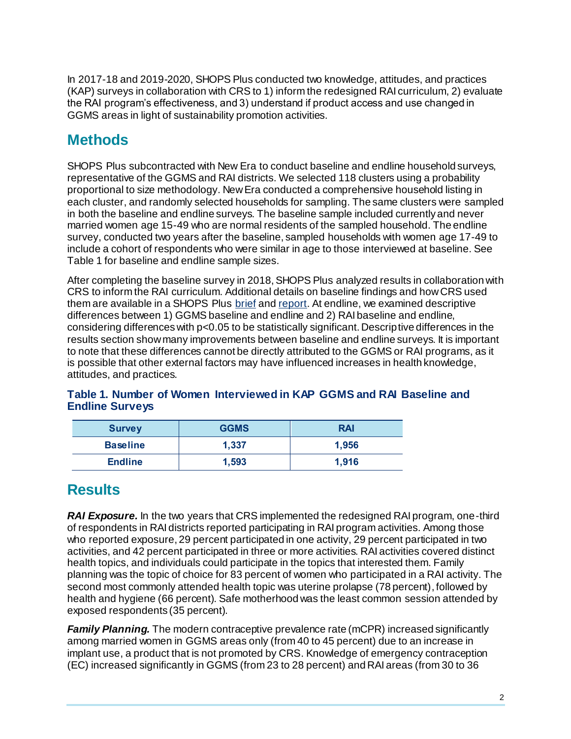In 2017-18 and 2019-2020, SHOPS Plus conducted two knowledge, attitudes, and practices (KAP) surveys in collaboration with CRS to 1) inform the redesigned RAI curriculum, 2) evaluate the RAI program's effectiveness, and 3) understand if product access and use changed in GGMS areas in light of sustainability promotion activities.

## Methods

SHOPS Plus subcontracted with New Era to conduct baseline and endline household surveys, representative of the GGMS and RAI districts. We selected 118 clusters using a probability proportional to size methodology. New Era conducted a comprehensive household listing in each cluster, and randomly selected households for sampling. The same clusters were sampled in both the baseline and endline surveys. The baseline sample included currently and never married women age 15-49 who are normal residents of the sampled household. The endline survey, conducted two years after the baseline, sampled households with women age 17-49 to include a cohort of respondents who were similar in age to those interviewed at baseline. See Table 1 for baseline and endline sample sizes.

After completing the baseline survey in 2018, SHOPS Plus analyzed results in collaboration with CRS to inform the RAI curriculum. Additional details on baseline findings and how CRS used them are available in a SHOPS Plus brief and report. At endline, we examined descriptive differences between 1) GGMS baseline and endline and 2) RAI baseline and endline, considering differences with $p<0.05$ to be statistically significant. Descriptive differences in the results section show many improvements between baseline and endline surveys. It is important to note that these differences cannot be directly attributed to the GGMS or RAI programs, as it is possible that other external factors may have influenced increases in health knowledge, attitudes, and practices.

### Table 1. Number of Women Interviewed in KAP GGMS and RAI Baseline and Endline Surveys

| Survey | GGMS | RAI |
| --- | --- | --- |
| Baseline | 1,337 | 1,956 |
| Endline | 1,593 | 1,916 |

## Results

***RAI Exposure.*** In the two years that CRS implemented the redesigned RAI program, one-third of respondents in RAI districts reported participating in RAI program activities. Among those who reported exposure, 29 percent participated in one activity, 29 percent participated in two activities, and 42 percent participated in three or more activities. RAI activities covered distinct health topics, and individuals could participate in the topics that interested them. Family planning was the topic of choice for 83 percent of women who participated in a RAI activity. The second most commonly attended health topic was uterine prolapse (78 percent), followed by health and hygiene (66 percent). Safe motherhood was the least common session attended by exposed respondents (35 percent).

***Family Planning.*** The modern contraceptive prevalence rate (mCPR) increased significantly among married women in GGMS areas only (from 40 to 45 percent) due to an increase in implant use, a product that is not promoted by CRS. Knowledge of emergency contraception (EC) increased significantly in GGMS (from 23 to 28 percent) and RAI areas (from 30 to 36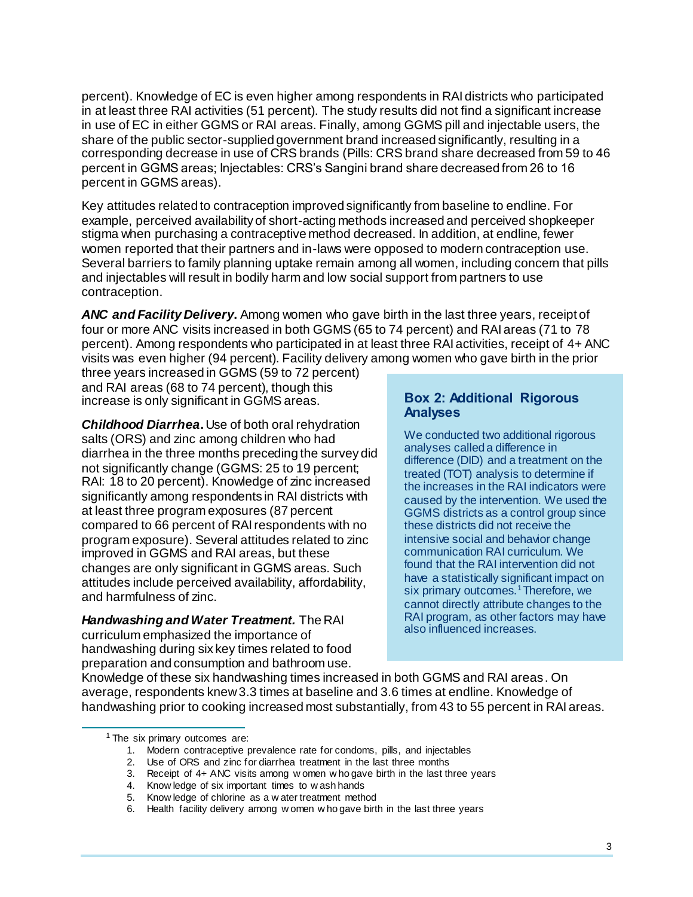percent). Knowledge of EC is even higher among respondents in RAI districts who participated in at least three RAI activities (51 percent). The study results did not find a significant increase in use of EC in either GGMS or RAI areas. Finally, among GGMS pill and injectable users, the share of the public sector-supplied government brand increased significantly, resulting in a corresponding decrease in use of CRS brands (Pills: CRS brand share decreased from 59 to 46 percent in GGMS areas; Injectables: CRS's Sangini brand share decreased from 26 to 16 percent in GGMS areas).

Key attitudes related to contraception improved significantly from baseline to endline. For example, perceived availability of short-acting methods increased and perceived shopkeeper stigma when purchasing a contraceptive method decreased. In addition, at endline, fewer women reported that their partners and in-laws were opposed to modern contraception use. Several barriers to family planning uptake remain among all women, including concern that pills and injectables will result in bodily harm and low social support from partners to use contraception.

***ANC and Facility Delivery.*** Among women who gave birth in the last three years, receipt of four or more ANC visits increased in both GGMS (65 to 74 percent) and RAI areas (71 to 78 percent). Among respondents who participated in at least three RAI activities, receipt of 4+ ANC visits was even higher (94 percent). Facility delivery among women who gave birth in the prior three years increased in GGMS (59 to 72 percent) and RAI areas (68 to 74 percent), though this increase is only significant in GGMS areas.

***Childhood Diarrhea.*** Use of both oral rehydration salts (ORS) and zinc among children who had diarrhea in the three months preceding the survey did not significantly change (GGMS: 25 to 19 percent; RAI: 18 to 20 percent). Knowledge of zinc increased significantly among respondents in RAI districts with at least three program exposures (87 percent compared to 66 percent of RAI respondents with no program exposure). Several attitudes related to zinc improved in GGMS and RAI areas, but these changes are only significant in GGMS areas. Such attitudes include perceived availability, affordability, and harmfulness of zinc.

***Handwashing and Water Treatment.*** The RAI curriculum emphasized the importance of handwashing during six key times related to food preparation and consumption and bathroom use. Knowledge of these six handwashing times increased in both GGMS and RAI areas. On average, respondents knew 3.3 times at baseline and 3.6 times at endline. Knowledge of handwashing prior to cooking increased most substantially, from 43 to 55 percent in RAI areas.

### Box 2: Additional Rigorous Analyses

We conducted two additional rigorous analyses called a difference in difference (DID) and a treatment on the treated (TOT) analysis to determine if the increases in the RAI indicators were caused by the intervention. We used the GGMS districts as a control group since these districts did not receive the intensive social and behavior change communication RAI curriculum. We found that the RAI intervention did not have a statistically significant impact on six primary outcomes.[1] Therefore, we cannot directly attribute changes to the RAI program, as other factors may have also influenced increases.

---

[1] The six primary outcomes are:

1. Modern contraceptive prevalence rate for condoms, pills, and injectables
2. Use of ORS and zinc for diarrhea treatment in the last three months
3. Receipt of 4+ ANC visits among women who gave birth in the last three years
4. Knowledge of six important times to wash hands
5. Knowledge of chlorine as a water treatment method
6. Health facility delivery among women who gave birth in the last three years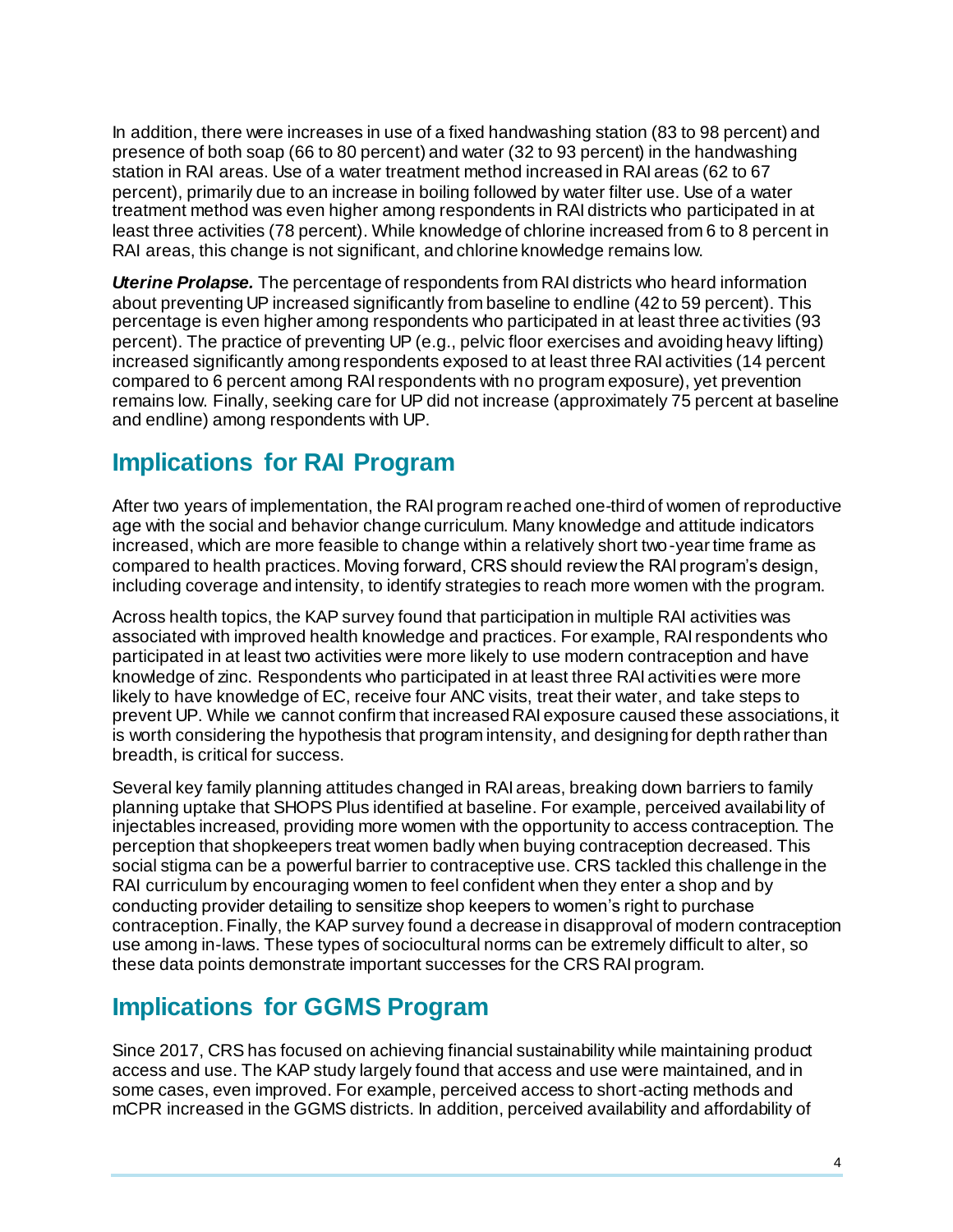In addition, there were increases in use of a fixed handwashing station (83 to 98 percent) and presence of both soap (66 to 80 percent) and water (32 to 93 percent) in the handwashing station in RAI areas. Use of a water treatment method increased in RAI areas (62 to 67 percent), primarily due to an increase in boiling followed by water filter use. Use of a water treatment method was even higher among respondents in RAI districts who participated in at least three activities (78 percent). While knowledge of chlorine increased from 6 to 8 percent in RAI areas, this change is not significant, and chlorine knowledge remains low.

***Uterine Prolapse.*** The percentage of respondents from RAI districts who heard information about preventing UP increased significantly from baseline to endline (42 to 59 percent). This percentage is even higher among respondents who participated in at least three activities (93 percent). The practice of preventing UP (e.g., pelvic floor exercises and avoiding heavy lifting) increased significantly among respondents exposed to at least three RAI activities (14 percent compared to 6 percent among RAI respondents with no program exposure), yet prevention remains low. Finally, seeking care for UP did not increase (approximately 75 percent at baseline and endline) among respondents with UP.

## Implications for RAI Program

After two years of implementation, the RAI program reached one-third of women of reproductive age with the social and behavior change curriculum. Many knowledge and attitude indicators increased, which are more feasible to change within a relatively short two-year time frame as compared to health practices. Moving forward, CRS should review the RAI program's design, including coverage and intensity, to identify strategies to reach more women with the program.

Across health topics, the KAP survey found that participation in multiple RAI activities was associated with improved health knowledge and practices. For example, RAI respondents who participated in at least two activities were more likely to use modern contraception and have knowledge of zinc. Respondents who participated in at least three RAI activities were more likely to have knowledge of EC, receive four ANC visits, treat their water, and take steps to prevent UP. While we cannot confirm that increased RAI exposure caused these associations, it is worth considering the hypothesis that program intensity, and designing for depth rather than breadth, is critical for success.

Several key family planning attitudes changed in RAI areas, breaking down barriers to family planning uptake that SHOPS Plus identified at baseline. For example, perceived availability of injectables increased, providing more women with the opportunity to access contraception. The perception that shopkeepers treat women badly when buying contraception decreased. This social stigma can be a powerful barrier to contraceptive use. CRS tackled this challenge in the RAI curriculum by encouraging women to feel confident when they enter a shop and by conducting provider detailing to sensitize shop keepers to women's right to purchase contraception. Finally, the KAP survey found a decrease in disapproval of modern contraception use among in-laws. These types of sociocultural norms can be extremely difficult to alter, so these data points demonstrate important successes for the CRS RAI program.

## Implications for GGMS Program

Since 2017, CRS has focused on achieving financial sustainability while maintaining product access and use. The KAP study largely found that access and use were maintained, and in some cases, even improved. For example, perceived access to short-acting methods and mCPR increased in the GGMS districts. In addition, perceived availability and affordability of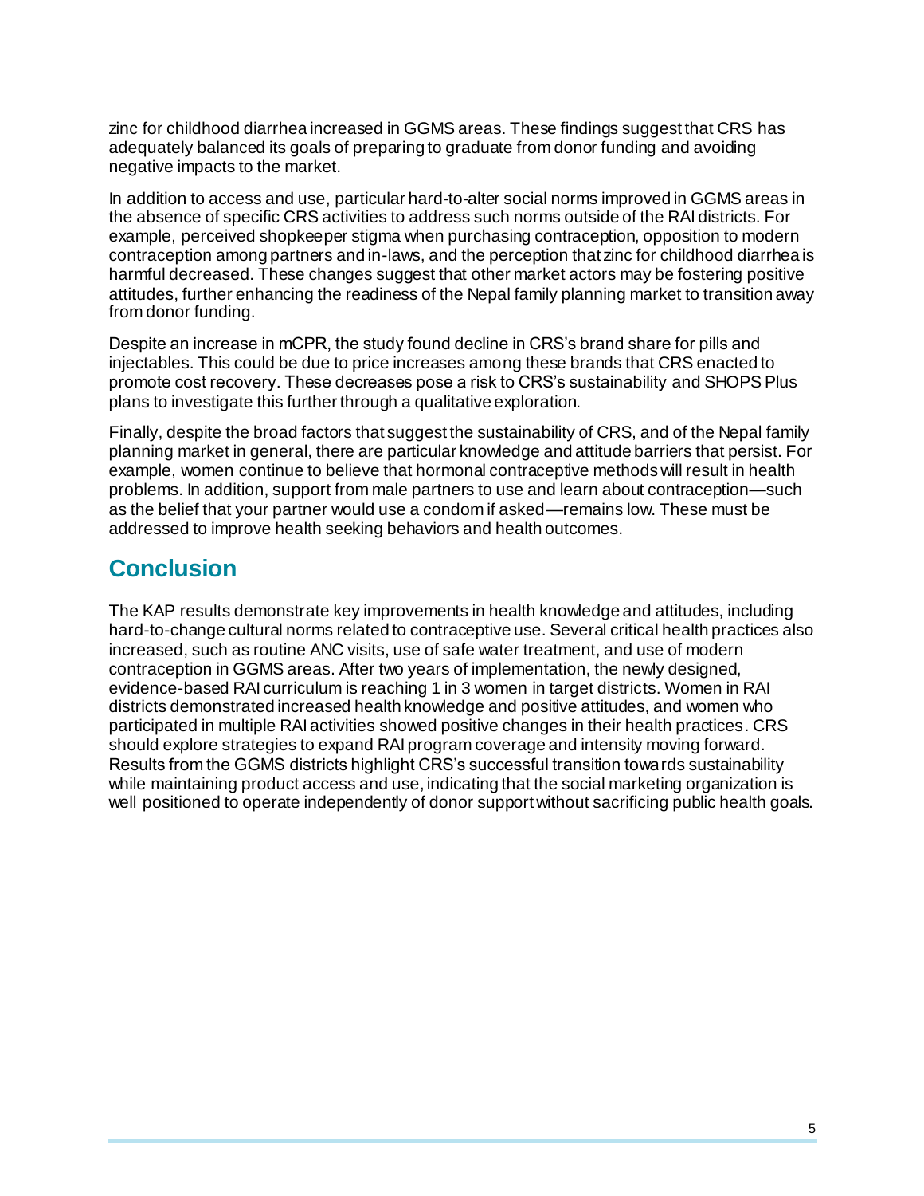zinc for childhood diarrhea increased in GGMS areas. These findings suggest that CRS has adequately balanced its goals of preparing to graduate from donor funding and avoiding negative impacts to the market.

In addition to access and use, particular hard-to-alter social norms improved in GGMS areas in the absence of specific CRS activities to address such norms outside of the RAI districts. For example, perceived shopkeeper stigma when purchasing contraception, opposition to modern contraception among partners and in-laws, and the perception that zinc for childhood diarrhea is harmful decreased. These changes suggest that other market actors may be fostering positive attitudes, further enhancing the readiness of the Nepal family planning market to transition away from donor funding.

Despite an increase in mCPR, the study found decline in CRS's brand share for pills and injectables. This could be due to price increases among these brands that CRS enacted to promote cost recovery. These decreases pose a risk to CRS's sustainability and SHOPS Plus plans to investigate this further through a qualitative exploration.

Finally, despite the broad factors that suggest the sustainability of CRS, and of the Nepal family planning market in general, there are particular knowledge and attitude barriers that persist. For example, women continue to believe that hormonal contraceptive methods will result in health problems. In addition, support from male partners to use and learn about contraception—such as the belief that your partner would use a condom if asked—remains low. These must be addressed to improve health seeking behaviors and health outcomes.

## Conclusion

The KAP results demonstrate key improvements in health knowledge and attitudes, including hard-to-change cultural norms related to contraceptive use. Several critical health practices also increased, such as routine ANC visits, use of safe water treatment, and use of modern contraception in GGMS areas. After two years of implementation, the newly designed, evidence-based RAI curriculum is reaching 1 in 3 women in target districts. Women in RAI districts demonstrated increased health knowledge and positive attitudes, and women who participated in multiple RAI activities showed positive changes in their health practices. CRS should explore strategies to expand RAI program coverage and intensity moving forward. Results from the GGMS districts highlight CRS's successful transition towards sustainability while maintaining product access and use, indicating that the social marketing organization is well positioned to operate independently of donor support without sacrificing public health goals.